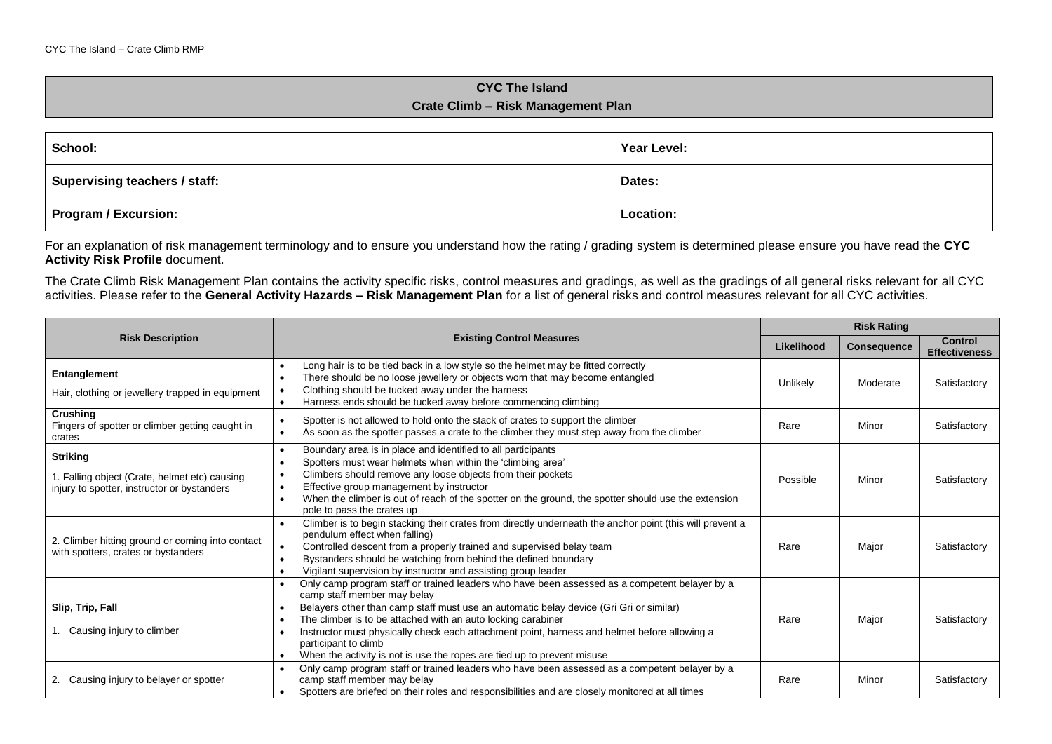# CYC The Island
## Crate Climb – Risk Management Plan

| School: | Year Level: |
|---|---|
| Supervising teachers / staff: | Dates: |
| Program / Excursion: | Location: |

For an explanation of risk management terminology and to ensure you understand how the rating / grading system is determined please ensure you have read the **CYC Activity Risk Profile** document.

The Crate Climb Risk Management Plan contains the activity specific risks, control measures and gradings, as well as the gradings of all general risks relevant for all CYC activities. Please refer to the **General Activity Hazards – Risk Management Plan** for a list of general risks and control measures relevant for all CYC activities.

| Risk Description | Existing Control Measures | Risk Rating | | |
|---|---|---|---|---|
| | | **Likelihood** | **Consequence** | **Control Effectiveness** |
| **Entanglement**<br>Hair, clothing or jewellery trapped in equipment | • Long hair is to be tied back in a low style so the helmet may be fitted correctly<br>• There should be no loose jewellery or objects worn that may become entangled<br>• Clothing should be tucked away under the harness<br>• Harness ends should be tucked away before commencing climbing | Unlikely | Moderate | Satisfactory |
| **Crushing**<br>Fingers of spotter or climber getting caught in crates | • Spotter is not allowed to hold onto the stack of crates to support the climber<br>• As soon as the spotter passes a crate to the climber they must step away from the climber | Rare | Minor | Satisfactory |
| **Striking**<br>1. Falling object (Crate, helmet etc) causing injury to spotter, instructor or bystanders | • Boundary area is in place and identified to all participants<br>• Spotters must wear helmets when within the 'climbing area'<br>• Climbers should remove any loose objects from their pockets<br>• Effective group management by instructor<br>• When the climber is out of reach of the spotter on the ground, the spotter should use the extension pole to pass the crates up | Possible | Minor | Satisfactory |
| 2. Climber hitting ground or coming into contact with spotters, crates or bystanders | • Climber is to begin stacking their crates from directly underneath the anchor point (this will prevent a pendulum effect when falling)<br>• Controlled descent from a properly trained and supervised belay team<br>• Bystanders should be watching from behind the defined boundary<br>• Vigilant supervision by instructor and assisting group leader | Rare | Major | Satisfactory |
| **Slip, Trip, Fall**<br>1. Causing injury to climber | • Only camp program staff or trained leaders who have been assessed as a competent belayer by a camp staff member may belay<br>• Belayers other than camp staff must use an automatic belay device (Gri Gri or similar)<br>• The climber is to be attached with an auto locking carabiner<br>• Instructor must physically check each attachment point, harness and helmet before allowing a participant to climb<br>• When the activity is not is use the ropes are tied up to prevent misuse | Rare | Major | Satisfactory |
| 2. Causing injury to belayer or spotter | • Only camp program staff or trained leaders who have been assessed as a competent belayer by a camp staff member may belay<br>• Spotters are briefed on their roles and responsibilities and are closely monitored at all times | Rare | Minor | Satisfactory |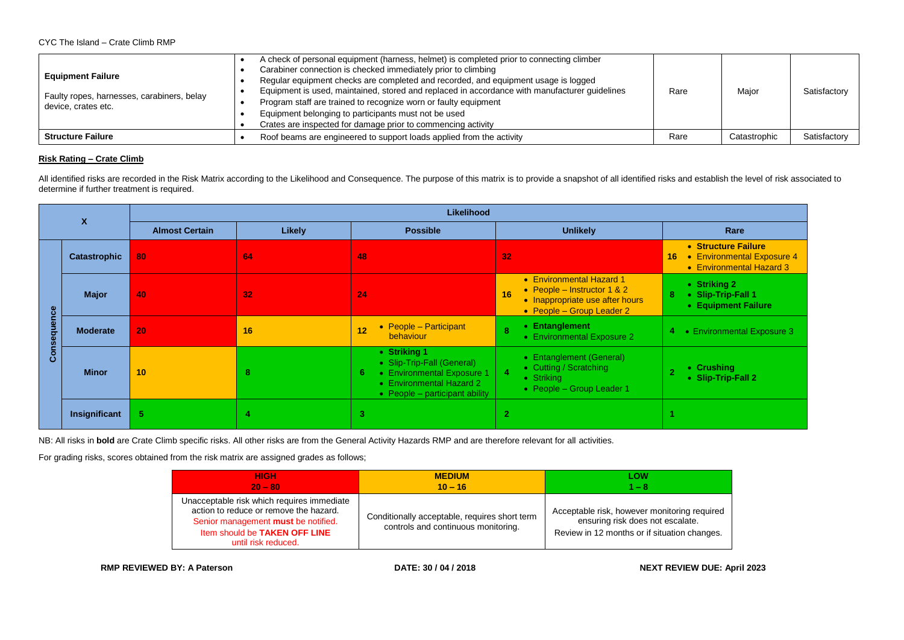| | | | | |
|---|---|---|---|---|
| **Equipment Failure**<br><br>Faulty ropes, harnesses, carabiners, belay device, crates etc. | • A check of personal equipment (harness, helmet) is completed prior to connecting climber<br>• Carabiner connection is checked immediately prior to climbing<br>• Regular equipment checks are completed and recorded, and equipment usage is logged<br>• Equipment is used, maintained, stored and replaced in accordance with manufacturer guidelines<br>• Program staff are trained to recognize worn or faulty equipment<br>• Equipment belonging to participants must not be used<br>• Crates are inspected for damage prior to commencing activity | Rare | Major | Satisfactory |
| **Structure Failure** | • Roof beams are engineered to support loads applied from the activity | Rare | Catastrophic | Satisfactory |

**Risk Rating – Crate Climb**

All identified risks are recorded in the Risk Matrix according to the Likelihood and Consequence. The purpose of this matrix is to provide a snapshot of all identified risks and establish the level of risk associated to determine if further treatment is required.

| X | | Likelihood | | | | |
|---|---|---|---|---|---|---|
| | | **Almost Certain** | **Likely** | **Possible** | **Unlikely** | **Rare** |
| **Consequence** | **Catastrophic** | 80 | 64 | 48 | 32 | 16 • **Structure Failure** • Environmental Exposure 4 • Environmental Hazard 3 |
| | **Major** | 40 | 32 | 24 | 16 • Environmental Hazard 1 • People – Instructor 1 & 2 • Inappropriate use after hours • People – Group Leader 2 | 8 • **Striking 2** • **Slip-Trip-Fall 1** • **Equipment Failure** |
| | **Moderate** | 20 | 16 | 12 • People – Participant behaviour | 8 • **Entanglement** • Environmental Exposure 2 | 4 • Environmental Exposure 3 |
| | **Minor** | 10 | 8 | 6 • **Striking 1** • Slip-Trip-Fall (General) • Environmental Exposure 1 • Environmental Hazard 2 • People – participant ability | 4 • Entanglement (General) • Cutting / Scratching • Striking • People – Group Leader 1 | 2 • **Crushing** • **Slip-Trip-Fall 2** |
| | **Insignificant** | 5 | 4 | 3 | 2 | 1 |

NB: All risks in **bold** are Crate Climb specific risks. All other risks are from the General Activity Hazards RMP and are therefore relevant for all activities.

For grading risks, scores obtained from the risk matrix are assigned grades as follows;

| **HIGH**<br>**20 – 80** | **MEDIUM**<br>**10 – 16** | **LOW**<br>**1 – 8** |
|---|---|---|
| Unacceptable risk which requires immediate action to reduce or remove the hazard. Senior management **must** be notified. Item should be **TAKEN OFF LINE** until risk reduced. | Conditionally acceptable, requires short term controls and continuous monitoring. | Acceptable risk, however monitoring required ensuring risk does not escalate. Review in 12 months or if situation changes. |

**RMP REVIEWED BY: A Paterson** **DATE: 30 / 04 / 2018** **NEXT REVIEW DUE: April 2023**